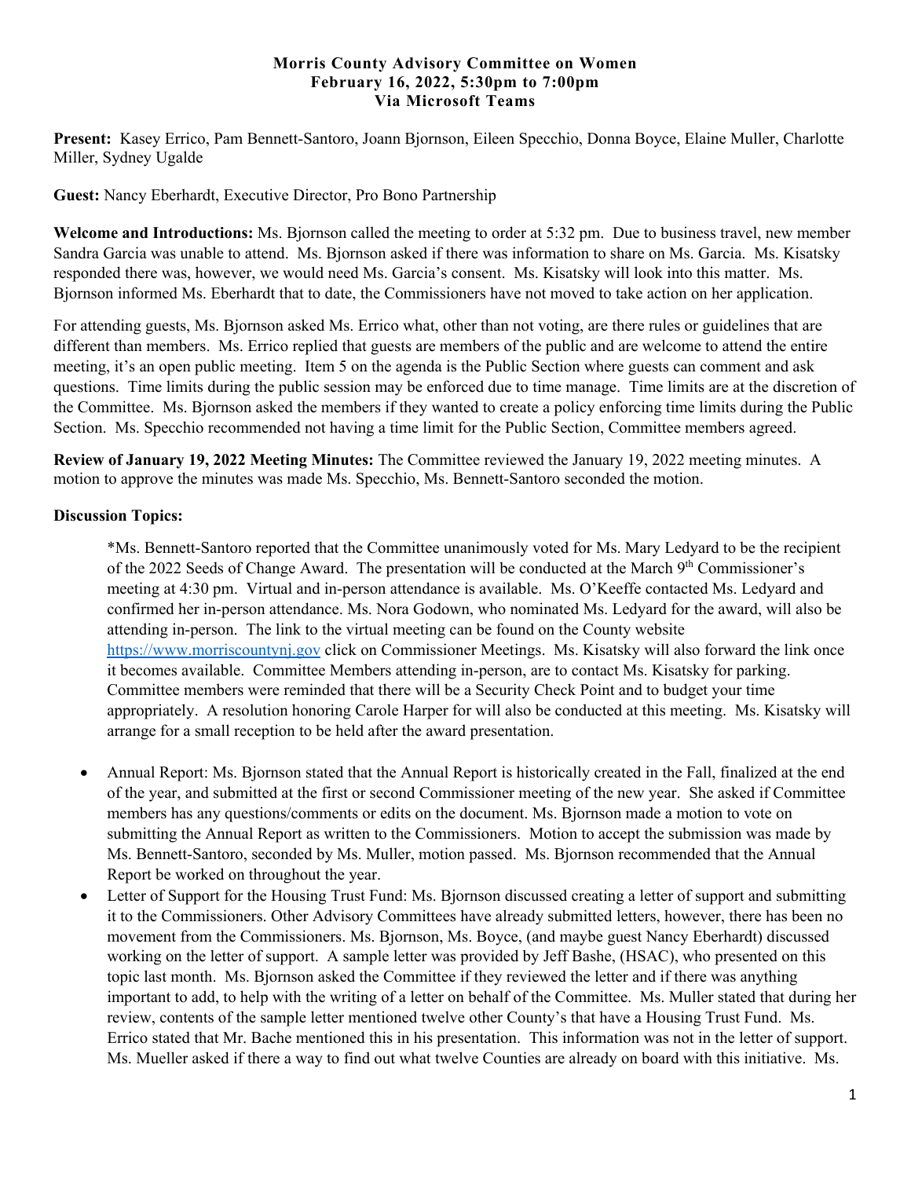**Morris County Advisory Committee on Women**
**February 16, 2022, 5:30pm to 7:00pm**
**Via Microsoft Teams**

**Present:** Kasey Errico, Pam Bennett-Santoro, Joann Bjornson, Eileen Specchio, Donna Boyce, Elaine Muller, Charlotte Miller, Sydney Ugalde

**Guest:** Nancy Eberhardt, Executive Director, Pro Bono Partnership

**Welcome and Introductions:** Ms. Bjornson called the meeting to order at 5:32 pm. Due to business travel, new member Sandra Garcia was unable to attend. Ms. Bjornson asked if there was information to share on Ms. Garcia. Ms. Kisatsky responded there was, however, we would need Ms. Garcia's consent. Ms. Kisatsky will look into this matter. Ms. Bjornson informed Ms. Eberhardt that to date, the Commissioners have not moved to take action on her application.

For attending guests, Ms. Bjornson asked Ms. Errico what, other than not voting, are there rules or guidelines that are different than members. Ms. Errico replied that guests are members of the public and are welcome to attend the entire meeting, it's an open public meeting. Item 5 on the agenda is the Public Section where guests can comment and ask questions. Time limits during the public session may be enforced due to time manage. Time limits are at the discretion of the Committee. Ms. Bjornson asked the members if they wanted to create a policy enforcing time limits during the Public Section. Ms. Specchio recommended not having a time limit for the Public Section, Committee members agreed.

**Review of January 19, 2022 Meeting Minutes:** The Committee reviewed the January 19, 2022 meeting minutes. A motion to approve the minutes was made Ms. Specchio, Ms. Bennett-Santoro seconded the motion.

**Discussion Topics:**

*Ms. Bennett-Santoro reported that the Committee unanimously voted for Ms. Mary Ledyard to be the recipient of the 2022 Seeds of Change Award. The presentation will be conducted at the March 9th Commissioner's meeting at 4:30 pm. Virtual and in-person attendance is available. Ms. O'Keeffe contacted Ms. Ledyard and confirmed her in-person attendance. Ms. Nora Godown, who nominated Ms. Ledyard for the award, will also be attending in-person. The link to the virtual meeting can be found on the County website https://www.morriscountynj.gov click on Commissioner Meetings. Ms. Kisatsky will also forward the link once it becomes available. Committee Members attending in-person, are to contact Ms. Kisatsky for parking. Committee members were reminded that there will be a Security Check Point and to budget your time appropriately. A resolution honoring Carole Harper for will also be conducted at this meeting. Ms. Kisatsky will arrange for a small reception to be held after the award presentation.

- Annual Report: Ms. Bjornson stated that the Annual Report is historically created in the Fall, finalized at the end of the year, and submitted at the first or second Commissioner meeting of the new year. She asked if Committee members has any questions/comments or edits on the document. Ms. Bjornson made a motion to vote on submitting the Annual Report as written to the Commissioners. Motion to accept the submission was made by Ms. Bennett-Santoro, seconded by Ms. Muller, motion passed. Ms. Bjornson recommended that the Annual Report be worked on throughout the year.
- Letter of Support for the Housing Trust Fund: Ms. Bjornson discussed creating a letter of support and submitting it to the Commissioners. Other Advisory Committees have already submitted letters, however, there has been no movement from the Commissioners. Ms. Bjornson, Ms. Boyce, (and maybe guest Nancy Eberhardt) discussed working on the letter of support. A sample letter was provided by Jeff Bashe, (HSAC), who presented on this topic last month. Ms. Bjornson asked the Committee if they reviewed the letter and if there was anything important to add, to help with the writing of a letter on behalf of the Committee. Ms. Muller stated that during her review, contents of the sample letter mentioned twelve other County's that have a Housing Trust Fund. Ms. Errico stated that Mr. Bache mentioned this in his presentation. This information was not in the letter of support. Ms. Mueller asked if there a way to find out what twelve Counties are already on board with this initiative. Ms.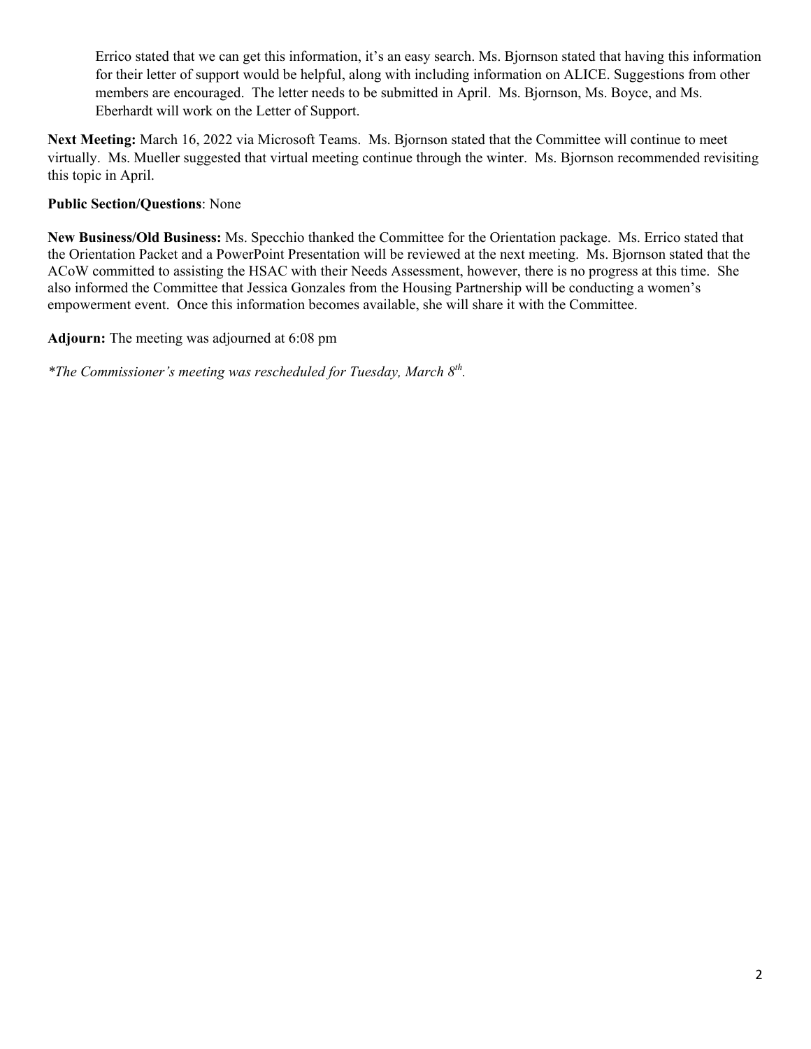Errico stated that we can get this information, it's an easy search. Ms. Bjornson stated that having this information for their letter of support would be helpful, along with including information on ALICE. Suggestions from other members are encouraged. The letter needs to be submitted in April. Ms. Bjornson, Ms. Boyce, and Ms. Eberhardt will work on the Letter of Support.

**Next Meeting:** March 16, 2022 via Microsoft Teams. Ms. Bjornson stated that the Committee will continue to meet virtually. Ms. Mueller suggested that virtual meeting continue through the winter. Ms. Bjornson recommended revisiting this topic in April.

**Public Section/Questions**: None

**New Business/Old Business:** Ms. Specchio thanked the Committee for the Orientation package. Ms. Errico stated that the Orientation Packet and a PowerPoint Presentation will be reviewed at the next meeting. Ms. Bjornson stated that the ACoW committed to assisting the HSAC with their Needs Assessment, however, there is no progress at this time. She also informed the Committee that Jessica Gonzales from the Housing Partnership will be conducting a women's empowerment event. Once this information becomes available, she will share it with the Committee.

**Adjourn:** The meeting was adjourned at 6:08 pm

*\*The Commissioner's meeting was rescheduled for Tuesday, March 8th.*